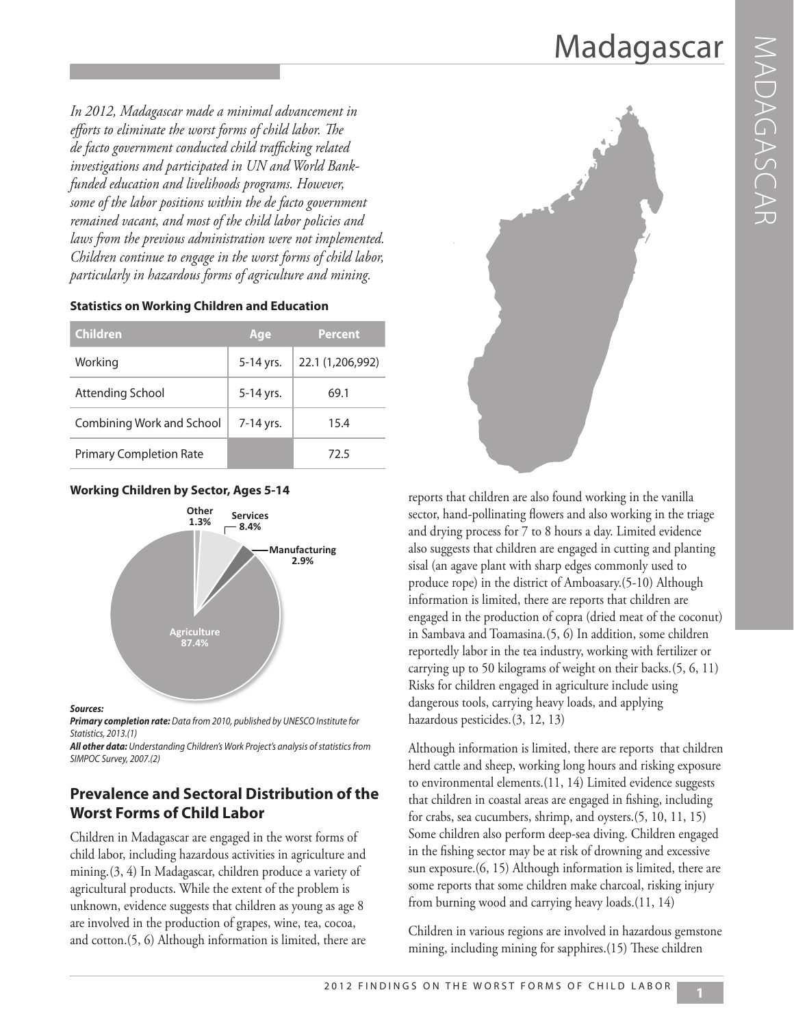# Madagascar

*In 2012, Madagascar made a minimal advancement in efforts to eliminate the worst forms of child labor. The de facto government conducted child trafficking related investigations and participated in UN and World Bank-funded education and livelihoods programs. However, some of the labor positions within the de facto government remained vacant, and most of the child labor policies and laws from the previous administration were not implemented. Children continue to engage in the worst forms of child labor, particularly in hazardous forms of agriculture and mining.*

**Statistics on Working Children and Education**

| Children | Age | Percent |
|---|---|---|
| Working | 5-14 yrs. | 22.1 (1,206,992) |
| Attending School | 5-14 yrs. | 69.1 |
| Combining Work and School | 7-14 yrs. | 15.4 |
| Primary Completion Rate | | 72.5 |

**Working Children by Sector, Ages 5-14**

- Agriculture 87.4%
- Services 8.4%
- Manufacturing 2.9%
- Other 1.3%

***Sources:***
***Primary completion rate:*** *Data from 2010, published by UNESCO Institute for Statistics, 2013.(1)*
***All other data:*** *Understanding Children's Work Project's analysis of statistics from SIMPOC Survey, 2007.(2)*

## Prevalence and Sectoral Distribution of the Worst Forms of Child Labor

Children in Madagascar are engaged in the worst forms of child labor, including hazardous activities in agriculture and mining.(3, 4) In Madagascar, children produce a variety of agricultural products. While the extent of the problem is unknown, evidence suggests that children as young as age 8 are involved in the production of grapes, wine, tea, cocoa, and cotton.(5, 6) Although information is limited, there are reports that children are also found working in the vanilla sector, hand-pollinating flowers and also working in the triage and drying process for 7 to 8 hours a day. Limited evidence also suggests that children are engaged in cutting and planting sisal (an agave plant with sharp edges commonly used to produce rope) in the district of Amboasary.(5-10) Although information is limited, there are reports that children are engaged in the production of copra (dried meat of the coconut) in Sambava and Toamasina.(5, 6) In addition, some children reportedly labor in the tea industry, working with fertilizer or carrying up to 50 kilograms of weight on their backs.(5, 6, 11) Risks for children engaged in agriculture include using dangerous tools, carrying heavy loads, and applying hazardous pesticides.(3, 12, 13)

Although information is limited, there are reports that children herd cattle and sheep, working long hours and risking exposure to environmental elements.(11, 14) Limited evidence suggests that children in coastal areas are engaged in fishing, including for crabs, sea cucumbers, shrimp, and oysters.(5, 10, 11, 15) Some children also perform deep-sea diving. Children engaged in the fishing sector may be at risk of drowning and excessive sun exposure.(6, 15) Although information is limited, there are some reports that some children make charcoal, risking injury from burning wood and carrying heavy loads.(11, 14)

Children in various regions are involved in hazardous gemstone mining, including mining for sapphires.(15) These children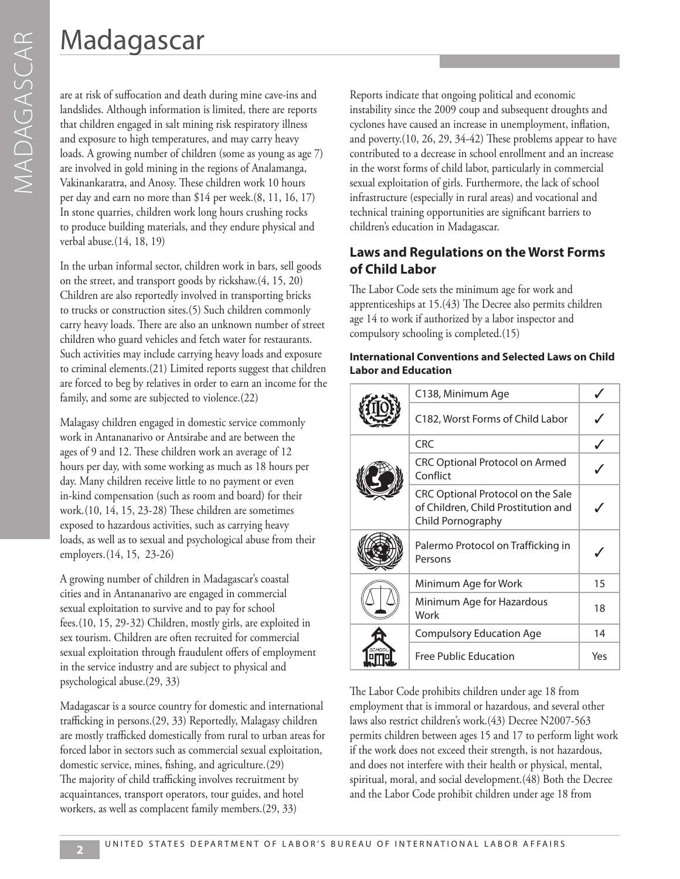are at risk of suffocation and death during mine cave-ins and landslides. Although information is limited, there are reports that children engaged in salt mining risk respiratory illness and exposure to high temperatures, and may carry heavy loads. A growing number of children (some as young as age 7) are involved in gold mining in the regions of Analamanga, Vakinankaratra, and Anosy. These children work 10 hours per day and earn no more than $14 per week.(8, 11, 16, 17) In stone quarries, children work long hours crushing rocks to produce building materials, and they endure physical and verbal abuse.(14, 18, 19)

In the urban informal sector, children work in bars, sell goods on the street, and transport goods by rickshaw.(4, 15, 20) Children are also reportedly involved in transporting bricks to trucks or construction sites.(5) Such children commonly carry heavy loads. There are also an unknown number of street children who guard vehicles and fetch water for restaurants. Such activities may include carrying heavy loads and exposure to criminal elements.(21) Limited reports suggest that children are forced to beg by relatives in order to earn an income for the family, and some are subjected to violence.(22)

Malagasy children engaged in domestic service commonly work in Antananarivo or Antsirabe and are between the ages of 9 and 12. These children work an average of 12 hours per day, with some working as much as 18 hours per day. Many children receive little to no payment or even in-kind compensation (such as room and board) for their work.(10, 14, 15, 23-28) These children are sometimes exposed to hazardous activities, such as carrying heavy loads, as well as to sexual and psychological abuse from their employers.(14, 15, 23-26)

A growing number of children in Madagascar's coastal cities and in Antananarivo are engaged in commercial sexual exploitation to survive and to pay for school fees.(10, 15, 29-32) Children, mostly girls, are exploited in sex tourism. Children are often recruited for commercial sexual exploitation through fraudulent offers of employment in the service industry and are subject to physical and psychological abuse.(29, 33)

Madagascar is a source country for domestic and international trafficking in persons.(29, 33) Reportedly, Malagasy children are mostly trafficked domestically from rural to urban areas for forced labor in sectors such as commercial sexual exploitation, domestic service, mines, fishing, and agriculture.(29) The majority of child trafficking involves recruitment by acquaintances, transport operators, tour guides, and hotel workers, as well as complacent family members.(29, 33)

Reports indicate that ongoing political and economic instability since the 2009 coup and subsequent droughts and cyclones have caused an increase in unemployment, inflation, and poverty.(10, 26, 29, 34-42) These problems appear to have contributed to a decrease in school enrollment and an increase in the worst forms of child labor, particularly in commercial sexual exploitation of girls. Furthermore, the lack of school infrastructure (especially in rural areas) and vocational and technical training opportunities are significant barriers to children's education in Madagascar.

## Laws and Regulations on the Worst Forms of Child Labor

The Labor Code sets the minimum age for work and apprenticeships at 15.(43) The Decree also permits children age 14 to work if authorized by a labor inspector and compulsory schooling is completed.(15)

**International Conventions and Selected Laws on Child Labor and Education**

| | | |
|---|---|---|
| ILO | C138, Minimum Age | ✓ |
| | C182, Worst Forms of Child Labor | ✓ |
| UNICEF | CRC | ✓ |
| | CRC Optional Protocol on Armed Conflict | ✓ |
| | CRC Optional Protocol on the Sale of Children, Child Prostitution and Child Pornography | ✓ |
| UN | Palermo Protocol on Trafficking in Persons | ✓ |
| Laws | Minimum Age for Work | 15 |
| | Minimum Age for Hazardous Work | 18 |
| School | Compulsory Education Age | 14 |
| | Free Public Education | Yes |

The Labor Code prohibits children under age 18 from employment that is immoral or hazardous, and several other laws also restrict children's work.(43) Decree N2007-563 permits children between ages 15 and 17 to perform light work if the work does not exceed their strength, is not hazardous, and does not interfere with their health or physical, mental, spiritual, moral, and social development.(48) Both the Decree and the Labor Code prohibit children under age 18 from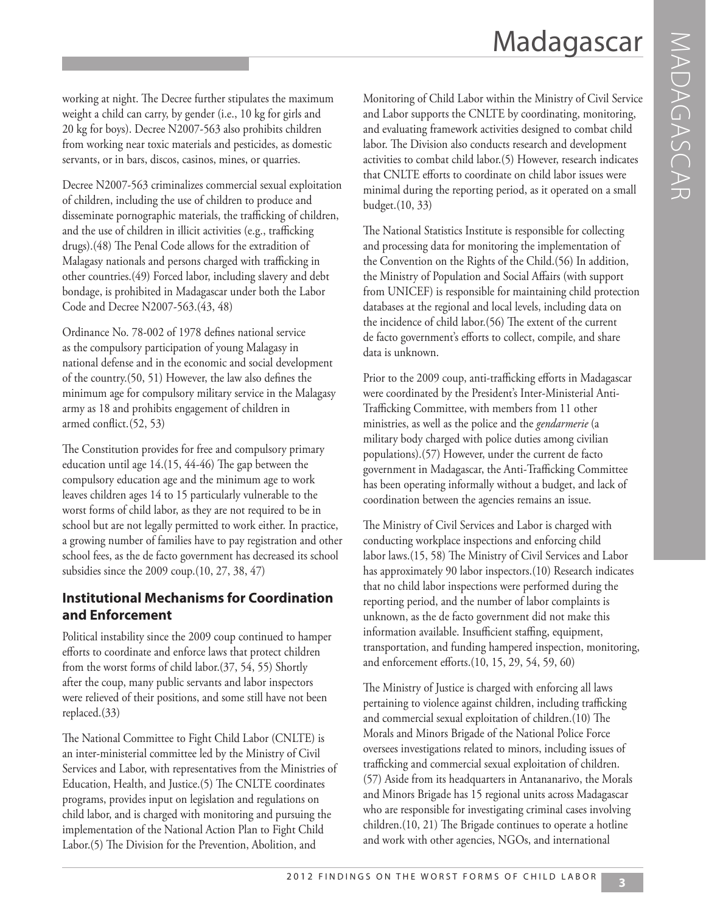working at night. The Decree further stipulates the maximum weight a child can carry, by gender (i.e., 10 kg for girls and 20 kg for boys). Decree N2007-563 also prohibits children from working near toxic materials and pesticides, as domestic servants, or in bars, discos, casinos, mines, or quarries.

Decree N2007-563 criminalizes commercial sexual exploitation of children, including the use of children to produce and disseminate pornographic materials, the trafficking of children, and the use of children in illicit activities (e.g., trafficking drugs).(48) The Penal Code allows for the extradition of Malagasy nationals and persons charged with trafficking in other countries.(49) Forced labor, including slavery and debt bondage, is prohibited in Madagascar under both the Labor Code and Decree N2007-563.(43, 48)

Ordinance No. 78-002 of 1978 defines national service as the compulsory participation of young Malagasy in national defense and in the economic and social development of the country.(50, 51) However, the law also defines the minimum age for compulsory military service in the Malagasy army as 18 and prohibits engagement of children in armed conflict.(52, 53)

The Constitution provides for free and compulsory primary education until age 14.(15, 44-46) The gap between the compulsory education age and the minimum age to work leaves children ages 14 to 15 particularly vulnerable to the worst forms of child labor, as they are not required to be in school but are not legally permitted to work either. In practice, a growing number of families have to pay registration and other school fees, as the de facto government has decreased its school subsidies since the 2009 coup.(10, 27, 38, 47)

## Institutional Mechanisms for Coordination and Enforcement

Political instability since the 2009 coup continued to hamper efforts to coordinate and enforce laws that protect children from the worst forms of child labor.(37, 54, 55) Shortly after the coup, many public servants and labor inspectors were relieved of their positions, and some still have not been replaced.(33)

The National Committee to Fight Child Labor (CNLTE) is an inter-ministerial committee led by the Ministry of Civil Services and Labor, with representatives from the Ministries of Education, Health, and Justice.(5) The CNLTE coordinates programs, provides input on legislation and regulations on child labor, and is charged with monitoring and pursuing the implementation of the National Action Plan to Fight Child Labor.(5) The Division for the Prevention, Abolition, and Monitoring of Child Labor within the Ministry of Civil Service and Labor supports the CNLTE by coordinating, monitoring, and evaluating framework activities designed to combat child labor. The Division also conducts research and development activities to combat child labor.(5) However, research indicates that CNLTE efforts to coordinate on child labor issues were minimal during the reporting period, as it operated on a small budget.(10, 33)

The National Statistics Institute is responsible for collecting and processing data for monitoring the implementation of the Convention on the Rights of the Child.(56) In addition, the Ministry of Population and Social Affairs (with support from UNICEF) is responsible for maintaining child protection databases at the regional and local levels, including data on the incidence of child labor.(56) The extent of the current de facto government's efforts to collect, compile, and share data is unknown.

Prior to the 2009 coup, anti-trafficking efforts in Madagascar were coordinated by the President's Inter-Ministerial Anti-Trafficking Committee, with members from 11 other ministries, as well as the police and the *gendarmerie* (a military body charged with police duties among civilian populations).(57) However, under the current de facto government in Madagascar, the Anti-Trafficking Committee has been operating informally without a budget, and lack of coordination between the agencies remains an issue.

The Ministry of Civil Services and Labor is charged with conducting workplace inspections and enforcing child labor laws.(15, 58) The Ministry of Civil Services and Labor has approximately 90 labor inspectors.(10) Research indicates that no child labor inspections were performed during the reporting period, and the number of labor complaints is unknown, as the de facto government did not make this information available. Insufficient staffing, equipment, transportation, and funding hampered inspection, monitoring, and enforcement efforts.(10, 15, 29, 54, 59, 60)

The Ministry of Justice is charged with enforcing all laws pertaining to violence against children, including trafficking and commercial sexual exploitation of children.(10) The Morals and Minors Brigade of the National Police Force oversees investigations related to minors, including issues of trafficking and commercial sexual exploitation of children.(57) Aside from its headquarters in Antananarivo, the Morals and Minors Brigade has 15 regional units across Madagascar who are responsible for investigating criminal cases involving children.(10, 21) The Brigade continues to operate a hotline and work with other agencies, NGOs, and international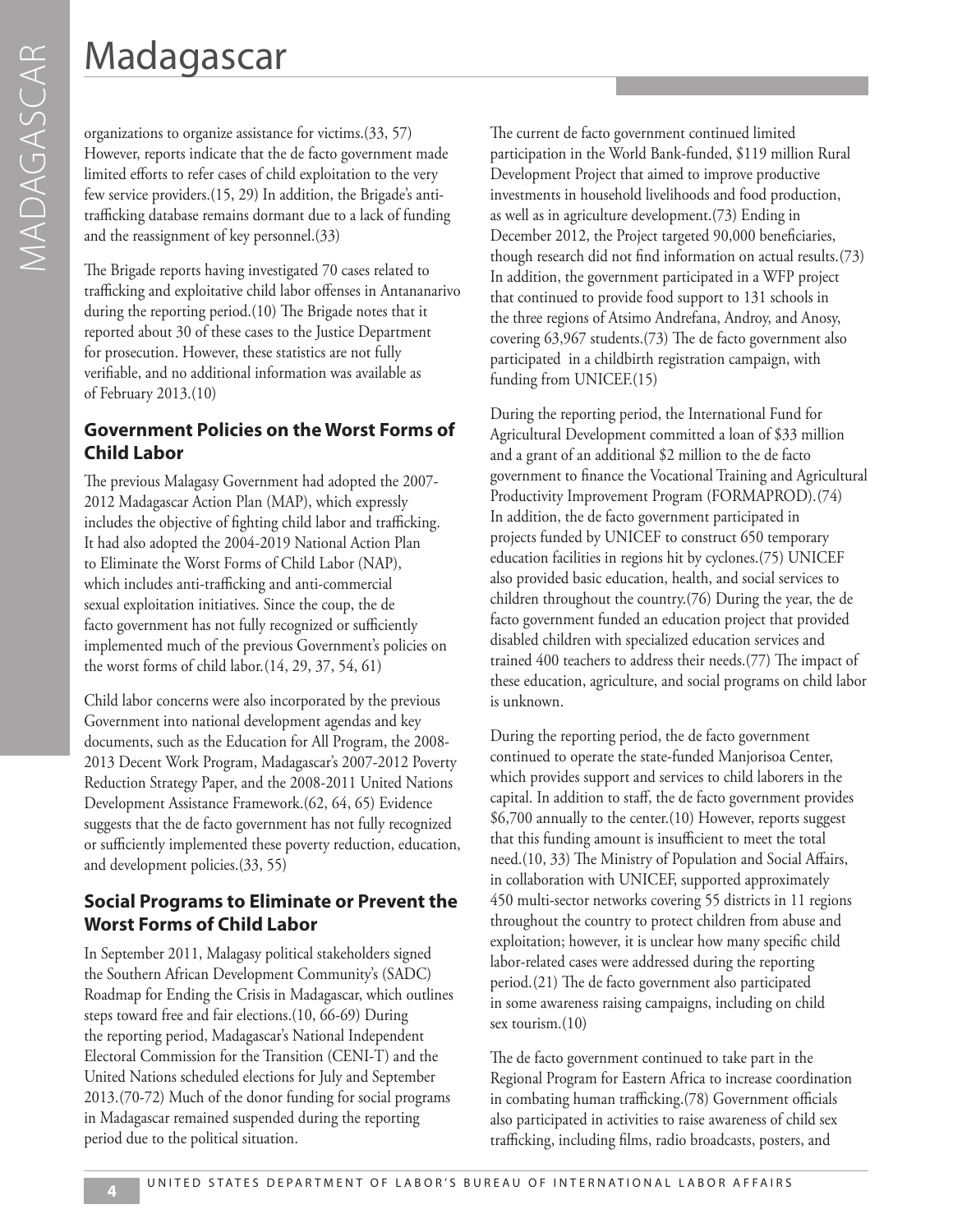organizations to organize assistance for victims.(33, 57) However, reports indicate that the de facto government made limited efforts to refer cases of child exploitation to the very few service providers.(15, 29) In addition, the Brigade's anti-trafficking database remains dormant due to a lack of funding and the reassignment of key personnel.(33)

The Brigade reports having investigated 70 cases related to trafficking and exploitative child labor offenses in Antananarivo during the reporting period.(10) The Brigade notes that it reported about 30 of these cases to the Justice Department for prosecution. However, these statistics are not fully verifiable, and no additional information was available as of February 2013.(10)

## Government Policies on the Worst Forms of Child Labor

The previous Malagasy Government had adopted the 2007-2012 Madagascar Action Plan (MAP), which expressly includes the objective of fighting child labor and trafficking. It had also adopted the 2004-2019 National Action Plan to Eliminate the Worst Forms of Child Labor (NAP), which includes anti-trafficking and anti-commercial sexual exploitation initiatives. Since the coup, the de facto government has not fully recognized or sufficiently implemented much of the previous Government's policies on the worst forms of child labor.(14, 29, 37, 54, 61)

Child labor concerns were also incorporated by the previous Government into national development agendas and key documents, such as the Education for All Program, the 2008-2013 Decent Work Program, Madagascar's 2007-2012 Poverty Reduction Strategy Paper, and the 2008-2011 United Nations Development Assistance Framework.(62, 64, 65) Evidence suggests that the de facto government has not fully recognized or sufficiently implemented these poverty reduction, education, and development policies.(33, 55)

## Social Programs to Eliminate or Prevent the Worst Forms of Child Labor

In September 2011, Malagasy political stakeholders signed the Southern African Development Community's (SADC) Roadmap for Ending the Crisis in Madagascar, which outlines steps toward free and fair elections.(10, 66-69) During the reporting period, Madagascar's National Independent Electoral Commission for the Transition (CENI-T) and the United Nations scheduled elections for July and September 2013.(70-72) Much of the donor funding for social programs in Madagascar remained suspended during the reporting period due to the political situation.

The current de facto government continued limited participation in the World Bank-funded, $119 million Rural Development Project that aimed to improve productive investments in household livelihoods and food production, as well as in agriculture development.(73) Ending in December 2012, the Project targeted 90,000 beneficiaries, though research did not find information on actual results.(73) In addition, the government participated in a WFP project that continued to provide food support to 131 schools in the three regions of Atsimo Andrefana, Androy, and Anosy, covering 63,967 students.(73) The de facto government also participated in a childbirth registration campaign, with funding from UNICEF.(15)

During the reporting period, the International Fund for Agricultural Development committed a loan of $33 million and a grant of an additional $2 million to the de facto government to finance the Vocational Training and Agricultural Productivity Improvement Program (FORMAPROD).(74) In addition, the de facto government participated in projects funded by UNICEF to construct 650 temporary education facilities in regions hit by cyclones.(75) UNICEF also provided basic education, health, and social services to children throughout the country.(76) During the year, the de facto government funded an education project that provided disabled children with specialized education services and trained 400 teachers to address their needs.(77) The impact of these education, agriculture, and social programs on child labor is unknown.

During the reporting period, the de facto government continued to operate the state-funded Manjorisoa Center, which provides support and services to child laborers in the capital. In addition to staff, the de facto government provides $6,700 annually to the center.(10) However, reports suggest that this funding amount is insufficient to meet the total need.(10, 33) The Ministry of Population and Social Affairs, in collaboration with UNICEF, supported approximately 450 multi-sector networks covering 55 districts in 11 regions throughout the country to protect children from abuse and exploitation; however, it is unclear how many specific child labor-related cases were addressed during the reporting period.(21) The de facto government also participated in some awareness raising campaigns, including on child sex tourism.(10)

The de facto government continued to take part in the Regional Program for Eastern Africa to increase coordination in combating human trafficking.(78) Government officials also participated in activities to raise awareness of child sex trafficking, including films, radio broadcasts, posters, and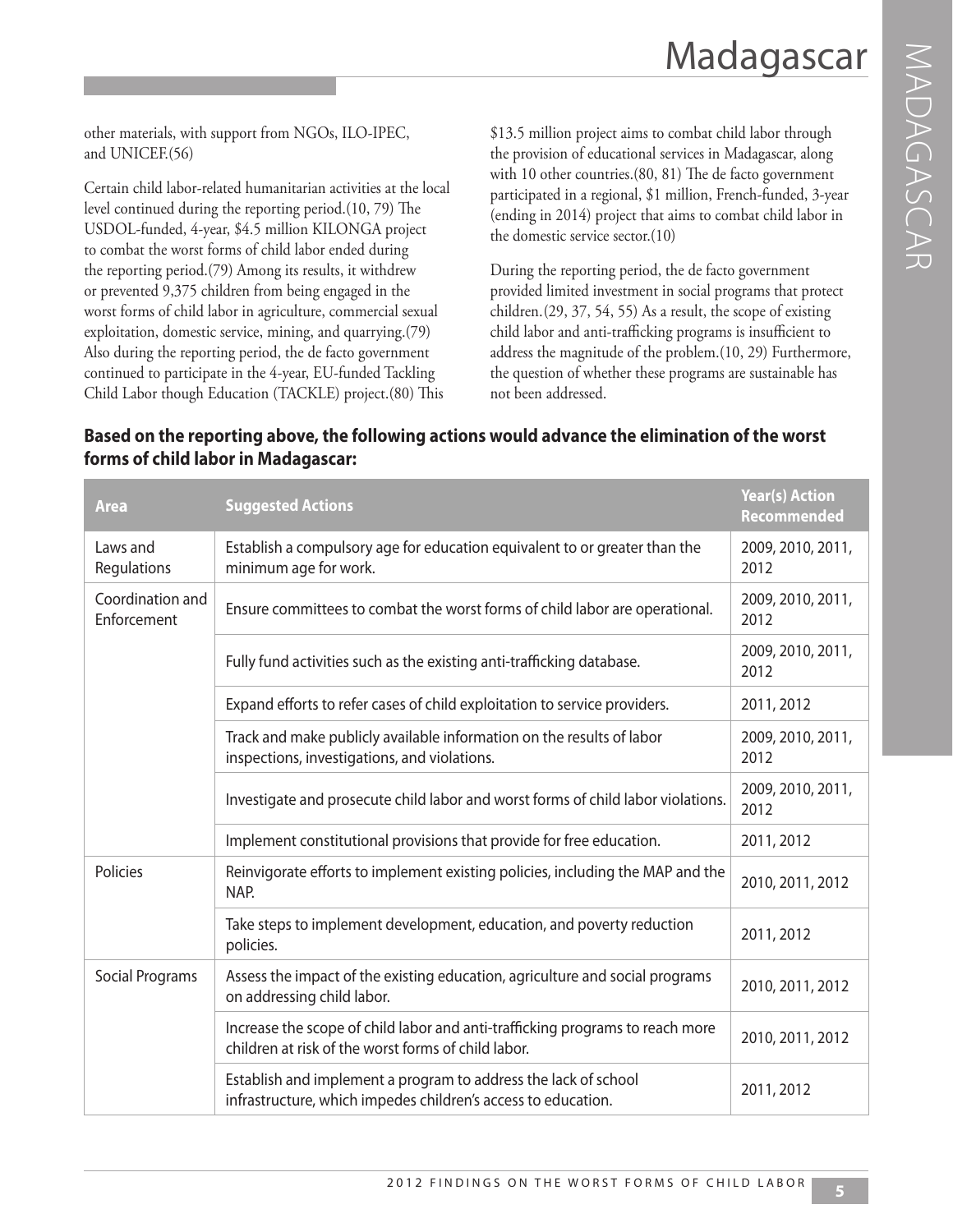other materials, with support from NGOs, ILO-IPEC, and UNICEF.(56)

Certain child labor-related humanitarian activities at the local level continued during the reporting period.(10, 79) The USDOL-funded, 4-year, $4.5 million KILONGA project to combat the worst forms of child labor ended during the reporting period.(79) Among its results, it withdrew or prevented 9,375 children from being engaged in the worst forms of child labor in agriculture, commercial sexual exploitation, domestic service, mining, and quarrying.(79) Also during the reporting period, the de facto government continued to participate in the 4-year, EU-funded Tackling Child Labor though Education (TACKLE) project.(80) This $13.5 million project aims to combat child labor through the provision of educational services in Madagascar, along with 10 other countries.(80, 81) The de facto government participated in a regional, $1 million, French-funded, 3-year (ending in 2014) project that aims to combat child labor in the domestic service sector.(10)

During the reporting period, the de facto government provided limited investment in social programs that protect children.(29, 37, 54, 55) As a result, the scope of existing child labor and anti-trafficking programs is insufficient to address the magnitude of the problem.(10, 29) Furthermore, the question of whether these programs are sustainable has not been addressed.

### Based on the reporting above, the following actions would advance the elimination of the worst forms of child labor in Madagascar:

| Area | Suggested Actions | Year(s) Action Recommended |
|---|---|---|
| Laws and Regulations | Establish a compulsory age for education equivalent to or greater than the minimum age for work. | 2009, 2010, 2011, 2012 |
| Coordination and Enforcement | Ensure committees to combat the worst forms of child labor are operational. | 2009, 2010, 2011, 2012 |
| | Fully fund activities such as the existing anti-trafficking database. | 2009, 2010, 2011, 2012 |
| | Expand efforts to refer cases of child exploitation to service providers. | 2011, 2012 |
| | Track and make publicly available information on the results of labor inspections, investigations, and violations. | 2009, 2010, 2011, 2012 |
| | Investigate and prosecute child labor and worst forms of child labor violations. | 2009, 2010, 2011, 2012 |
| | Implement constitutional provisions that provide for free education. | 2011, 2012 |
| Policies | Reinvigorate efforts to implement existing policies, including the MAP and the NAP. | 2010, 2011, 2012 |
| | Take steps to implement development, education, and poverty reduction policies. | 2011, 2012 |
| Social Programs | Assess the impact of the existing education, agriculture and social programs on addressing child labor. | 2010, 2011, 2012 |
| | Increase the scope of child labor and anti-trafficking programs to reach more children at risk of the worst forms of child labor. | 2010, 2011, 2012 |
| | Establish and implement a program to address the lack of school infrastructure, which impedes children's access to education. | 2011, 2012 |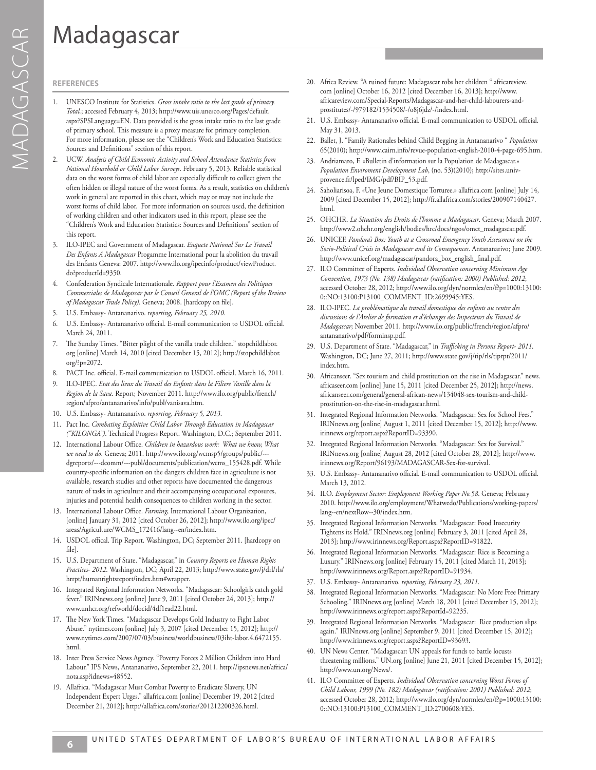# Madagascar

## REFERENCES

1. UNESCO Institute for Statistics. *Gross intake ratio to the last grade of primary. Total.*; accessed February 4, 2013; http://www.uis.unesco.org/Pages/default.aspx?SPSLanguage=EN. Data provided is the gross intake ratio to the last grade of primary school. This measure is a proxy measure for primary completion. For more information, please see the "Children's Work and Education Statistics: Sources and Definitions" section of this report.
2. UCW. *Analysis of Child Economic Activity and School Attendance Statistics from National Household or Child Labor Surveys*. February 5, 2013. Reliable statistical data on the worst forms of child labor are especially difficult to collect given the often hidden or illegal nature of the worst forms. As a result, statistics on children's work in general are reported in this chart, which may or may not include the worst forms of child labor. For more information on sources used, the definition of working children and other indicators used in this report, please see the "Children's Work and Education Statistics: Sources and Definitions" section of this report.
3. ILO-IPEC and Government of Madagascar. *Enquete National Sur Le Travail Des Enfants A Madagascar* Progamme International pour la abolition du travail des Enfants Geneva: 2007. http://www.ilo.org/ipecinfo/product/viewProduct.do?productId=9350.
4. Confederation Syndicale Internationale. *Rapport pour l'Examen des Politiques Commerciales de Madagascar par le Conseil General de l'OMC (Report of the Review of Madagascar Trade Policy)*. Geneva; 2008. [hardcopy on file].
5. U.S. Embassy- Antananarivo. *reporting, February 25, 2010*.
6. U.S. Embassy- Antananarivo official. E-mail communication to USDOL official. March 24, 2011.
7. The Sunday Times. "Bitter plight of the vanilla trade children." stopchildlabor.org [online] March 14, 2010 [cited December 15, 2012]; http://stopchildlabor.org/?p=2072.
8. PACT Inc. official. E-mail communication to USDOL official. March 16, 2011.
9. ILO-IPEC. *Etat des lieux du Travail des Enfants dans la Filiere Vanille dans la Region de la Sava*. Report; November 2011. http://www.ilo.org/public/french/region/afpro/antananarivo/info/publ/vanisava.htm.
10. U.S. Embassy- Antananarivo. *reporting, February 5, 2013*.
11. Pact Inc. *Combating Exploitive Child Labor Through Education in Madagascar ("KILONGA")*. Technical Progress Report. Washington, D.C.; September 2011.
12. International Labour Office. *Children in hazardous work: What we know, What we need to do*. Geneva; 2011. http://www.ilo.org/wcmsp5/groups/public/---dgreports/---dcomm/---publ/documents/publication/wcms_155428.pdf. While country-specific information on the dangers children face in agriculture is not available, research studies and other reports have documented the dangerous nature of tasks in agriculture and their accompanying occupational exposures, injuries and potential health consequences to children working in the sector.
13. International Labour Office. *Farming*, International Labour Organization, [online] January 31, 2012 [cited October 26, 2012]; http://www.ilo.org/ipec/areas/Agriculture/WCMS_172416/lang--en/index.htm.
14. USDOL offical. Trip Report. Washington, DC; September 2011. [hardcopy on file].
15. U.S. Department of State. "Madagascar," in *Country Reports on Human Rights Practices- 2012*. Washington, DC; April 22, 2013; http://www.state.gov/j/drl/rls/hrrpt/humanrightsreport/index.htm#wrapper.
16. Integrated Regional Information Networks. "Madagascar: Schoolgirls catch gold fever." IRINnews.org [online] June 9, 2011 [cited October 24, 2013]; http://www.unhcr.org/refworld/docid/4df1ead22.html.
17. The New York Times. "Madagascar Develops Gold Industry to Fight Labor Abuse." nytimes.com [online] July 3, 2007 [cited December 15, 2012]; http://www.nytimes.com/2007/07/03/business/worldbusiness/03iht-labor.4.6472155.html.
18. Inter Press Service News Agency. "Poverty Forces 2 Million Children into Hard Labour." IPS News, Antananarivo, September 22, 2011. http://ipsnews.net/africa/nota.asp?idnews=48552.
19. Allafrica. "Madagascar Must Combat Poverty to Eradicate Slavery, UN Independent Expert Urges." allafrica.com [online] December 19, 2012 [cited December 21, 2012]; http://allafrica.com/stories/201212200326.html.
20. Africa Review. "A ruined future: Madagascar robs her children " africareview.com [online] October 16, 2012 [cited December 16, 2013]; http://www.africareview.com/Special-Reports/Madagascar-and-her-child-labourers-and-prostitutes/-/979182/1534508/-/o8j6jdz/-/index.html.
21. U.S. Embassy- Antananarivo official. E-mail communication to USDOL official. May 31, 2013.
22. Ballet, J. "Family Rationales behind Child Begging in Antananarivo " *Population* 65(2010); http://www.cairn.info/revue-population-english-2010-4-page-695.htm.
23. Andriamaro, F. «Bulletin d'information sur la Population de Madagascar.» *Population Enviroment Development Lab*, (no. 53)(2010); http://sites.univ-provence.fr/lped/IMG/pdf/BIP_53.pdf.
24. Sahoiliarisoa, F. «Une Jeune Domestique Torturee.» allafrica.com [online] July 14, 2009 [cited December 15, 2012]; http://fr.allafrica.com/stories/200907140427.html.
25. OHCHR. *La Situation des Droits de l'homme a Madagascar*. Geneva; March 2007. http://www2.ohchr.org/english/bodies/hrc/docs/ngos/omct_madagascar.pdf.
26. UNICEF. *Pandora's Box: Youth at a Crossroad Emergency Youth Assessment on the Socio-Political Crisis in Madagascar and its Consequences*. Antananarivo; June 2009. http://www.unicef.org/madagascar/pandora_box_english_final.pdf.
27. ILO Committee of Experts. *Individual Observation concerning Minimum Age Convention, 1973 (No. 138) Madagascar (ratification: 2000) Published: 2012*; accessed October 28, 2012; http://www.ilo.org/dyn/normlex/en/f?p=1000:13100:0::NO:13100:P13100_COMMENT_ID:2699945:YES.
28. ILO-IPEC. *La problématique du travail domestique des enfants au centre des discussions de l'Atelier de formation et d'échanges des Inspecteurs du Travail de Madagascar*; November 2011. http://www.ilo.org/public/french/region/afpro/antananarivo/pdf/forminsp.pdf.
29. U.S. Department of State. "Madagascar," in *Trafficking in Persons Report- 2011*. Washington, DC; June 27, 2011; http://www.state.gov/j/tip/rls/tiprpt/2011/index.htm.
30. Africanseer. "Sex tourism and child prostitution on the rise in Madagascar." news.africaseer.com [online] June 15, 2011 [cited December 25, 2012]; http://news.africanseer.com/general/general-african-news/134048-sex-tourism-and-child-prostitution-on-the-rise-in-madagascar.html.
31. Integrated Regional Information Networks. "Madagascar: Sex for School Fees." IRINnews.org [online] August 1, 2011 [cited December 15, 2012]; http://www.irinnews.org/report.aspx?ReportID=93390.
32. Integrated Regional Information Networks. "Madagascar: Sex for Survival." IRINnews.org [online] August 28, 2012 [cited October 28, 2012]; http://www.irinnews.org/Report/96193/MADAGASCAR-Sex-for-survival.
33. U.S. Embassy- Antananarivo official. E-mail communication to USDOL official. March 13, 2012.
34. ILO. *Employment Sector: Employment Working Paper No.58*. Geneva; February 2010. http://www.ilo.org/employment/Whatwedo/Publications/working-papers/lang--en/nextRow--30/index.htm.
35. Integrated Regional Information Networks. "Madagascar: Food Insecurity Tightens its Hold." IRINnews.org [online] February 3, 2011 [cited April 28, 2013]; http://www.irinnews.org/Report.aspx?ReportID=91822.
36. Integrated Regional Information Networks. "Madagascar: Rice is Becoming a Luxury." IRINnews.org [online] February 15, 2011 [cited March 11, 2013]; http://www.irinnews.org/Report.aspx?ReportID=91934.
37. U.S. Embassy- Antananarivo. *reporting, February 23, 2011*.
38. Integrated Regional Information Networks. "Madagascar: No More Free Primary Schooling." IRINnews.org [online] March 18, 2011 [cited December 15, 2012]; http://www.irinnews.org/report.aspx?ReportId=92235.
39. Integrated Regional Information Networks. "Madagascar: Rice production slips again." IRINnews.org [online] September 9, 2011 [cited December 15, 2012]; http://www.irinnews.org/report.aspx?ReportID=93693.
40. UN News Center. "Madagascar: UN appeals for funds to battle locusts threatening millions." UN.org [online] June 21, 2011 [cited December 15, 2012]; http://www.un.org/News/.
41. ILO Committee of Experts. *Individual Observation concerning Worst Forms of Child Labour, 1999 (No. 182) Madagascar (ratification: 2001) Published: 2012*; accessed October 28, 2012; http://www.ilo.org/dyn/normlex/en/f?p=1000:13100:0::NO:13100:P13100_COMMENT_ID:2700608:YES.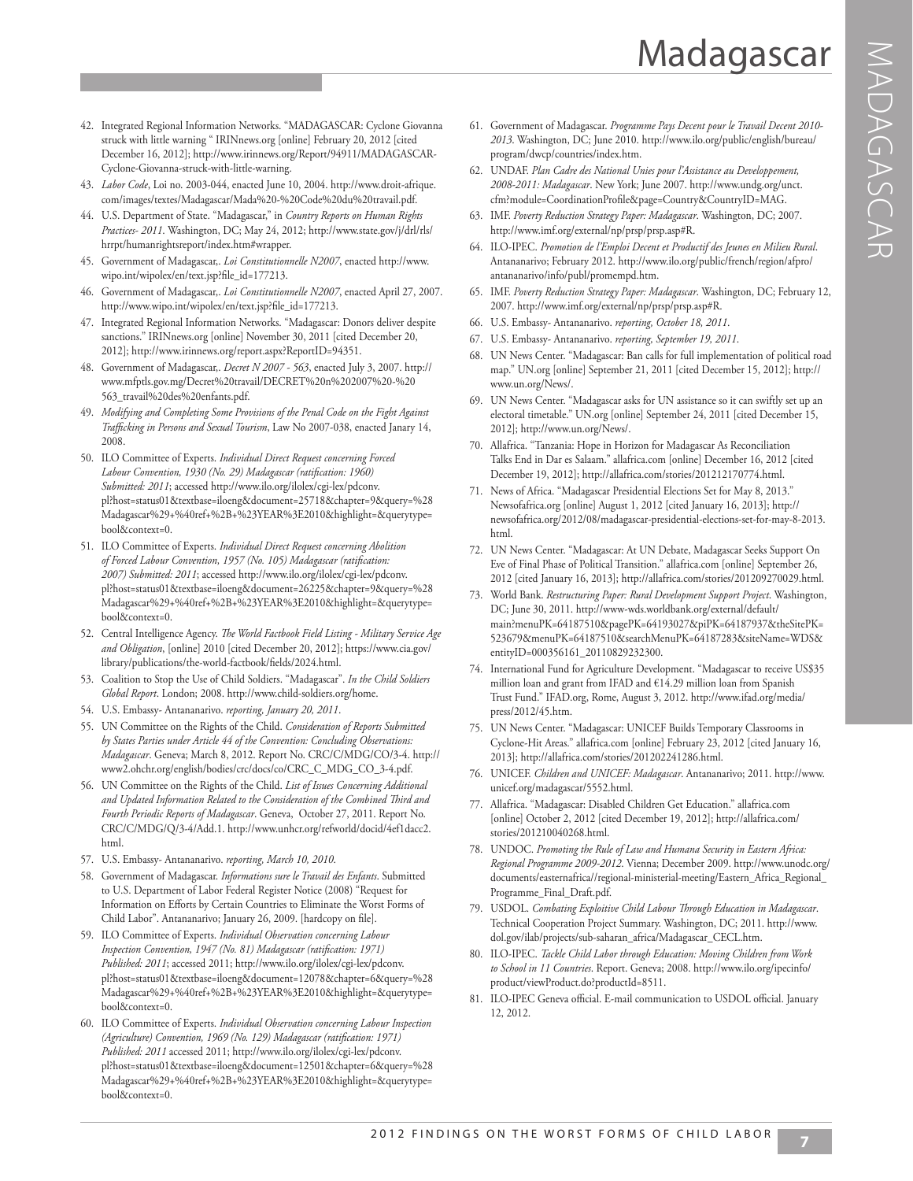42. Integrated Regional Information Networks. "MADAGASCAR: Cyclone Giovanna struck with little warning " IRINnews.org [online] February 20, 2012 [cited December 16, 2012]; http://www.irinnews.org/Report/94911/MADAGASCAR-Cyclone-Giovanna-struck-with-little-warning.
43. *Labor Code*, Loi no. 2003-044, enacted June 10, 2004. http://www.droit-afrique.com/images/textes/Madagascar/Mada%20-%20Code%20du%20travail.pdf.
44. U.S. Department of State. "Madagascar," in *Country Reports on Human Rights Practices- 2011*. Washington, DC; May 24, 2012; http://www.state.gov/j/drl/rls/hrrpt/humanrightsreport/index.htm#wrapper.
45. Government of Madagascar,. *Loi Constitutionnelle N2007*, enacted http://www.wipo.int/wipolex/en/text.jsp?file_id=177213.
46. Government of Madagascar,. *Loi Constitutionnelle N2007*, enacted April 27, 2007. http://www.wipo.int/wipolex/en/text.jsp?file_id=177213.
47. Integrated Regional Information Networks. "Madagascar: Donors deliver despite sanctions." IRINnews.org [online] November 30, 2011 [cited December 20, 2012]; http://www.irinnews.org/report.aspx?ReportID=94351.
48. Government of Madagascar,. *Decret N 2007 - 563*, enacted July 3, 2007. http://www.mfptls.gov.mg/Decret%20travail/DECRET%20n%202007%20-%20563_travail%20des%20enfants.pdf.
49. *Modifying and Completing Some Provisions of the Penal Code on the Fight Against Trafficking in Persons and Sexual Tourism*, Law No 2007-038, enacted Janary 14, 2008.
50. ILO Committee of Experts. *Individual Direct Request concerning Forced Labour Convention, 1930 (No. 29) Madagascar (ratification: 1960) Submitted: 2011*; accessed http://www.ilo.org/ilolex/cgi-lex/pdconv.pl?host=status01&textbase=iloeng&document=25718&chapter=9&query=%28Madagascar%29+%40ref+%2B+%23YEAR%3E2010&highlight=&querytype=bool&context=0.
51. ILO Committee of Experts. *Individual Direct Request concerning Abolition of Forced Labour Convention, 1957 (No. 105) Madagascar (ratification: 2007) Submitted: 2011*; accessed http://www.ilo.org/ilolex/cgi-lex/pdconv.pl?host=status01&textbase=iloeng&document=26225&chapter=9&query=%28Madagascar%29+%40ref+%2B+%23YEAR%3E2010&highlight=&querytype=bool&context=0.
52. Central Intelligence Agency. *The World Factbook Field Listing - Military Service Age and Obligation*, [online] 2010 [cited December 20, 2012]; https://www.cia.gov/library/publications/the-world-factbook/fields/2024.html.
53. Coalition to Stop the Use of Child Soldiers. "Madagascar". *In the Child Soldiers Global Report*. London; 2008. http://www.child-soldiers.org/home.
54. U.S. Embassy- Antananarivo. *reporting, January 20, 2011*.
55. UN Committee on the Rights of the Child. *Consideration of Reports Submitted by States Parties under Article 44 of the Convention: Concluding Observations: Madagascar*. Geneva; March 8, 2012. Report No. CRC/C/MDG/CO/3-4. http://www2.ohchr.org/english/bodies/crc/docs/co/CRC_C_MDG_CO_3-4.pdf.
56. UN Committee on the Rights of the Child. *List of Issues Concerning Additional and Updated Information Related to the Consideration of the Combined Third and Fourth Periodic Reports of Madagascar*. Geneva, October 27, 2011. Report No. CRC/C/MDG/Q/3-4/Add.1. http://www.unhcr.org/refworld/docid/4ef1dacc2.html.
57. U.S. Embassy- Antananarivo. *reporting, March 10, 2010*.
58. Government of Madagascar. *Informations sure le Travail des Enfants*. Submitted to U.S. Department of Labor Federal Register Notice (2008) "Request for Information on Efforts by Certain Countries to Eliminate the Worst Forms of Child Labor". Antananarivo; January 26, 2009. [hardcopy on file].
59. ILO Committee of Experts. *Individual Observation concerning Labour Inspection Convention, 1947 (No. 81) Madagascar (ratification: 1971) Published: 2011*; accessed 2011; http://www.ilo.org/ilolex/cgi-lex/pdconv.pl?host=status01&textbase=iloeng&document=12078&chapter=6&query=%28Madagascar%29+%40ref+%2B+%23YEAR%3E2010&highlight=&querytype=bool&context=0.
60. ILO Committee of Experts. *Individual Observation concerning Labour Inspection (Agriculture) Convention, 1969 (No. 129) Madagascar (ratification: 1971) Published: 2011* accessed 2011; http://www.ilo.org/ilolex/cgi-lex/pdconv.pl?host=status01&textbase=iloeng&document=12501&chapter=6&query=%28Madagascar%29+%40ref+%2B+%23YEAR%3E2010&highlight=&querytype=bool&context=0.
61. Government of Madagascar. *Programme Pays Decent pour le Travail Decent 2010-2013*. Washington, DC; June 2010. http://www.ilo.org/public/english/bureau/program/dwcp/countries/index.htm.
62. UNDAF. *Plan Cadre des National Unies pour l'Assistance au Developpement, 2008-2011: Madagascar*. New York; June 2007. http://www.undg.org/unct.cfm?module=CoordinationProfile&page=Country&CountryID=MAG.
63. IMF. *Poverty Reduction Strategy Paper: Madagascar*. Washington, DC; 2007. http://www.imf.org/external/np/prsp/prsp.asp#R.
64. ILO-IPEC. *Promotion de l'Emploi Decent et Productif des Jeunes en Milieu Rural*. Antananarivo; February 2012. http://www.ilo.org/public/french/region/afpro/antananarivo/info/publ/promempd.htm.
65. IMF. *Poverty Reduction Strategy Paper: Madagascar*. Washington, DC; February 12, 2007. http://www.imf.org/external/np/prsp/prsp.asp#R.
66. U.S. Embassy- Antananarivo. *reporting, October 18, 2011*.
67. U.S. Embassy- Antananarivo. *reporting, September 19, 2011*.
68. UN News Center. "Madagascar: Ban calls for full implementation of political road map." UN.org [online] September 21, 2011 [cited December 15, 2012]; http://www.un.org/News/.
69. UN News Center. "Madagascar asks for UN assistance so it can swiftly set up an electoral timetable." UN.org [online] September 24, 2011 [cited December 15, 2012]; http://www.un.org/News/.
70. Allafrica. "Tanzania: Hope in Horizon for Madagascar As Reconciliation Talks End in Dar es Salaam." allafrica.com [online] December 16, 2012 [cited December 19, 2012]; http://allafrica.com/stories/201212170774.html.
71. News of Africa. "Madagascar Presidential Elections Set for May 8, 2013." Newsofafrica.org [online] August 1, 2012 [cited January 16, 2013]; http://newsofafrica.org/2012/08/madagascar-presidential-elections-set-for-may-8-2013.html.
72. UN News Center. "Madagascar: At UN Debate, Madagascar Seeks Support On Eve of Final Phase of Political Transition." allafrica.com [online] September 26, 2012 [cited January 16, 2013]; http://allafrica.com/stories/201209270029.html.
73. World Bank. *Restructuring Paper: Rural Development Support Project*. Washington, DC; June 30, 2011. http://www-wds.worldbank.org/external/default/main?menuPK=64187510&pagePK=64193027&piPK=64187937&theSitePK=523679&menuPK=64187510&searchMenuPK=64187283&siteName=WDS&entityID=000356161_20110829232300.
74. International Fund for Agriculture Development. "Madagascar to receive US$35 million loan and grant from IFAD and €14.29 million loan from Spanish Trust Fund." IFAD.org, Rome, August 3, 2012. http://www.ifad.org/media/press/2012/45.htm.
75. UN News Center. "Madagascar: UNICEF Builds Temporary Classrooms in Cyclone-Hit Areas." allafrica.com [online] February 23, 2012 [cited January 16, 2013]; http://allafrica.com/stories/201202241286.html.
76. UNICEF. *Children and UNICEF: Madagascar*. Antananarivo; 2011. http://www.unicef.org/madagascar/5552.html.
77. Allafrica. "Madagascar: Disabled Children Get Education." allafrica.com [online] October 2, 2012 [cited December 19, 2012]; http://allafrica.com/stories/201210040268.html.
78. UNDOC. *Promoting the Rule of Law and Humana Security in Eastern Africa: Regional Programme 2009-2012*. Vienna; December 2009. http://www.unodc.org/documents/easternafrica//regional-ministerial-meeting/Eastern_Africa_Regional_Programme_Final_Draft.pdf.
79. USDOL. *Combating Exploitive Child Labour Through Education in Madagascar*. Technical Cooperation Project Summary. Washington, DC; 2011. http://www.dol.gov/ilab/projects/sub-saharan_africa/Madagascar_CECL.htm.
80. ILO-IPEC. *Tackle Child Labor through Education: Moving Children from Work to School in 11 Countries*. Report. Geneva; 2008. http://www.ilo.org/ipecinfo/product/viewProduct.do?productId=8511.
81. ILO-IPEC Geneva official. E-mail communication to USDOL official. January 12, 2012.